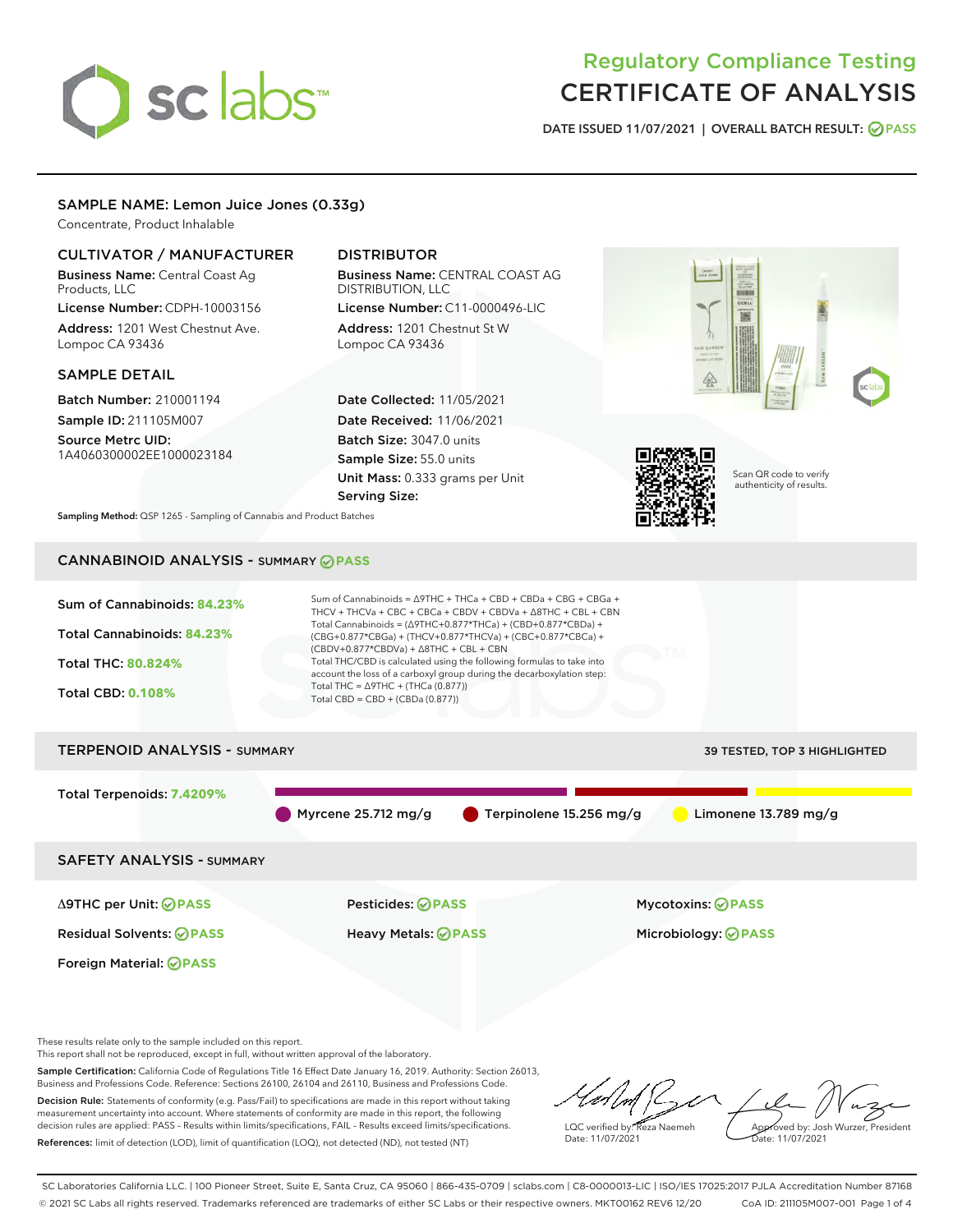# Regulatory Compliance Testing
# CERTIFICATE OF ANALYSIS

DATE ISSUED 11/07/2021 | OVERALL BATCH RESULT: PASS

## SAMPLE NAME: Lemon Juice Jones (0.33g)

Concentrate, Product Inhalable

### CULTIVATOR / MANUFACTURER

**Business Name:** Central Coast Ag Products, LLC

**License Number:** CDPH-10003156

**Address:** 1201 West Chestnut Ave. Lompoc CA 93436

### DISTRIBUTOR

**Business Name:** CENTRAL COAST AG DISTRIBUTION, LLC

**License Number:** C11-0000496-LIC

**Address:** 1201 Chestnut St W Lompoc CA 93436

### SAMPLE DETAIL

**Batch Number:** 210001194

**Sample ID:** 211105M007

**Source Metrc UID:** 1A4060300002EE1000023184

**Date Collected:** 11/05/2021

**Date Received:** 11/06/2021

**Batch Size:** 3047.0 units

**Sample Size:** 55.0 units

**Unit Mass:** 0.333 grams per Unit

**Serving Size:**

Scan QR code to verify authenticity of results.

**Sampling Method:** QSP 1265 - Sampling of Cannabis and Product Batches

## CANNABINOID ANALYSIS - SUMMARY PASS

**Sum of Cannabinoids:** 84.23%

**Total Cannabinoids:** 84.23%

**Total THC:** 80.824%

**Total CBD:** 0.108%

Sum of Cannabinoids = Δ9THC + THCa + CBD + CBDa + CBG + CBGa + THCV + THCVa + CBC + CBCa + CBDV + CBDVa + Δ8THC + CBL + CBN

Total Cannabinoids = (Δ9THC+0.877*THCa) + (CBD+0.877*CBDa) + (CBG+0.877*CBGa) + (THCV+0.877*THCVa) + (CBC+0.877*CBCa) + (CBDV+0.877*CBDVa) + Δ8THC + CBL + CBN

Total THC/CBD is calculated using the following formulas to take into account the loss of a carboxyl group during the decarboxylation step:

Total THC = Δ9THC + (THCa (0.877))

Total CBD = CBD + (CBDa (0.877))

## TERPENOID ANALYSIS - SUMMARY

39 TESTED, TOP 3 HIGHLIGHTED

**Total Terpenoids:** 7.4209%

Myrcene 25.712 mg/g | Terpinolene 15.256 mg/g | Limonene 13.789 mg/g

## SAFETY ANALYSIS - SUMMARY

| | | |
|---|---|---|
| Δ9THC per Unit: PASS | Pesticides: PASS | Mycotoxins: PASS |
| Residual Solvents: PASS | Heavy Metals: PASS | Microbiology: PASS |
| Foreign Material: PASS | | |

These results relate only to the sample included on this report.
This report shall not be reproduced, except in full, without written approval of the laboratory.

**Sample Certification:** California Code of Regulations Title 16 Effect Date January 16, 2019. Authority: Section 26013, Business and Professions Code. Reference: Sections 26100, 26104 and 26110, Business and Professions Code.

**Decision Rule:** Statements of conformity (e.g. Pass/Fail) to specifications are made in this report without taking measurement uncertainty into account. Where statements of conformity are made in this report, the following decision rules are applied: PASS – Results within limits/specifications, FAIL – Results exceed limits/specifications.

**References:** limit of detection (LOD), limit of quantification (LOQ), not detected (ND), not tested (NT)

LQC verified by: Reza Naemeh
Date: 11/07/2021

Approved by: Josh Wurzer, President
Date: 11/07/2021

SC Laboratories California LLC. | 100 Pioneer Street, Suite E, Santa Cruz, CA 95060 | 866-435-0709 | sclabs.com | C8-0000013-LIC | ISO/IES 17025:2017 PJLA Accreditation Number 87168
© 2021 SC Labs all rights reserved. Trademarks referenced are trademarks of either SC Labs or their respective owners. MKT00162 REV6 12/20 CoA ID: 211105M007-001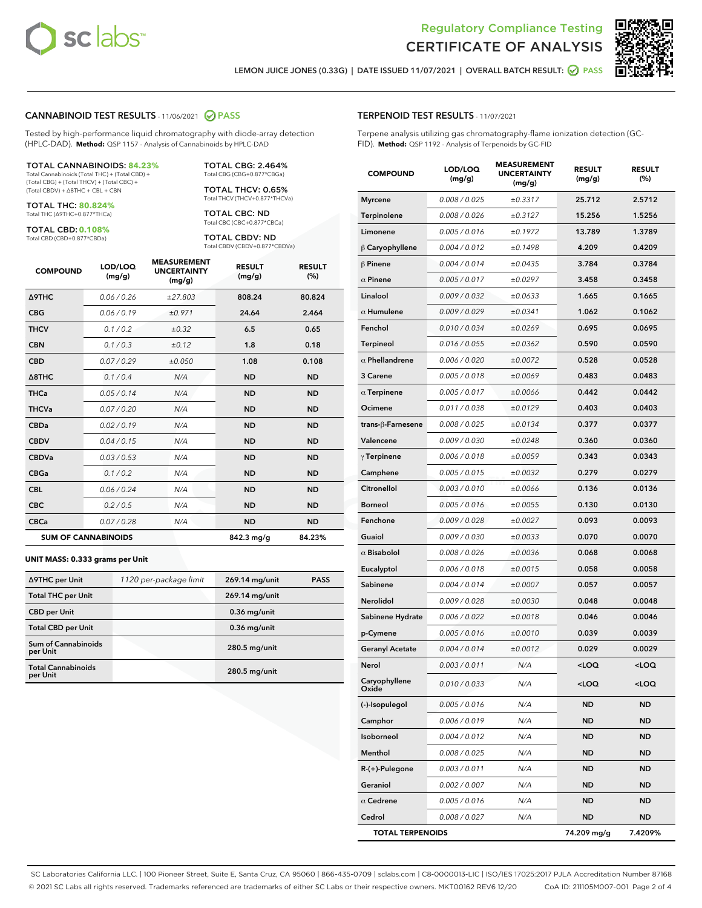Regulatory Compliance Testing
CERTIFICATE OF ANALYSIS

LEMON JUICE JONES (0.33G) | DATE ISSUED 11/07/2021 | OVERALL BATCH RESULT: PASS

## CANNABINOID TEST RESULTS - 11/06/2021 PASS

Tested by high-performance liquid chromatography with diode-array detection (HPLC-DAD). **Method:** QSP 1157 - Analysis of Cannabinoids by HPLC-DAD

**TOTAL CANNABINOIDS: 84.23%**
Total Cannabinoids (Total THC) + (Total CBD) + (Total CBG) + (Total THCV) + (Total CBC) + (Total CBDV) + ∆8THC + CBL + CBN

**TOTAL THC: 80.824%**
Total THC (∆9THC+0.877*THCa)

**TOTAL CBD: 0.108%**
Total CBD (CBD+0.877*CBDa)

**TOTAL CBG: 2.464%**
Total CBG (CBG+0.877*CBGa)

**TOTAL THCV: 0.65%**
Total THCV (THCV+0.877*THCVa)

**TOTAL CBC: ND**
Total CBC (CBC+0.877*CBCa)

**TOTAL CBDV: ND**
Total CBDV (CBDV+0.877*CBDVa)

| COMPOUND | LOD/LOQ (mg/g) | MEASUREMENT UNCERTAINTY (mg/g) | RESULT (mg/g) | RESULT (%) |
|---|---|---|---|---|
| ∆9THC | 0.06 / 0.26 | ±27.803 | 808.24 | 80.824 |
| CBG | 0.06 / 0.19 | ±0.971 | 24.64 | 2.464 |
| THCV | 0.1 / 0.2 | ±0.32 | 6.5 | 0.65 |
| CBN | 0.1 / 0.3 | ±0.12 | 1.8 | 0.18 |
| CBD | 0.07 / 0.29 | ±0.050 | 1.08 | 0.108 |
| ∆8THC | 0.1 / 0.4 | N/A | ND | ND |
| THCa | 0.05 / 0.14 | N/A | ND | ND |
| THCVa | 0.07 / 0.20 | N/A | ND | ND |
| CBDa | 0.02 / 0.19 | N/A | ND | ND |
| CBDV | 0.04 / 0.15 | N/A | ND | ND |
| CBDVa | 0.03 / 0.53 | N/A | ND | ND |
| CBGa | 0.1 / 0.2 | N/A | ND | ND |
| CBL | 0.06 / 0.24 | N/A | ND | ND |
| CBC | 0.2 / 0.5 | N/A | ND | ND |
| CBCa | 0.07 / 0.28 | N/A | ND | ND |
| **SUM OF CANNABINOIDS** | | | 842.3 mg/g | 84.23% |

### UNIT MASS: 0.333 grams per Unit

| | | | |
|---|---|---|---|
| ∆9THC per Unit | 1120 per-package limit | 269.14 mg/unit | PASS |
| Total THC per Unit | | 269.14 mg/unit | |
| CBD per Unit | | 0.36 mg/unit | |
| Total CBD per Unit | | 0.36 mg/unit | |
| Sum of Cannabinoids per Unit | | 280.5 mg/unit | |
| Total Cannabinoids per Unit | | 280.5 mg/unit | |

## TERPENOID TEST RESULTS - 11/07/2021

Terpene analysis utilizing gas chromatography-flame ionization detection (GC-FID). **Method:** QSP 1192 - Analysis of Terpenoids by GC-FID

| COMPOUND | LOD/LOQ (mg/g) | MEASUREMENT UNCERTAINTY (mg/g) | RESULT (mg/g) | RESULT (%) |
|---|---|---|---|---|
| Myrcene | 0.008 / 0.025 | ±0.3317 | 25.712 | 2.5712 |
| Terpinolene | 0.008 / 0.026 | ±0.3127 | 15.256 | 1.5256 |
| Limonene | 0.005 / 0.016 | ±0.1972 | 13.789 | 1.3789 |
| β Caryophyllene | 0.004 / 0.012 | ±0.1498 | 4.209 | 0.4209 |
| β Pinene | 0.004 / 0.014 | ±0.0435 | 3.784 | 0.3784 |
| α Pinene | 0.005 / 0.017 | ±0.0297 | 3.458 | 0.3458 |
| Linalool | 0.009 / 0.032 | ±0.0633 | 1.665 | 0.1665 |
| α Humulene | 0.009 / 0.029 | ±0.0341 | 1.062 | 0.1062 |
| Fenchol | 0.010 / 0.034 | ±0.0269 | 0.695 | 0.0695 |
| Terpineol | 0.016 / 0.055 | ±0.0362 | 0.590 | 0.0590 |
| α Phellandrene | 0.006 / 0.020 | ±0.0072 | 0.528 | 0.0528 |
| 3 Carene | 0.005 / 0.018 | ±0.0069 | 0.483 | 0.0483 |
| α Terpinene | 0.005 / 0.017 | ±0.0066 | 0.442 | 0.0442 |
| Ocimene | 0.011 / 0.038 | ±0.0129 | 0.403 | 0.0403 |
| trans-β-Farnesene | 0.008 / 0.025 | ±0.0134 | 0.377 | 0.0377 |
| Valencene | 0.009 / 0.030 | ±0.0248 | 0.360 | 0.0360 |
| γ Terpinene | 0.006 / 0.018 | ±0.0059 | 0.343 | 0.0343 |
| Camphene | 0.005 / 0.015 | ±0.0032 | 0.279 | 0.0279 |
| Citronellol | 0.003 / 0.010 | ±0.0066 | 0.136 | 0.0136 |
| Borneol | 0.005 / 0.016 | ±0.0055 | 0.130 | 0.0130 |
| Fenchone | 0.009 / 0.028 | ±0.0027 | 0.093 | 0.0093 |
| Guaiol | 0.009 / 0.030 | ±0.0033 | 0.070 | 0.0070 |
| α Bisabolol | 0.008 / 0.026 | ±0.0036 | 0.068 | 0.0068 |
| Eucalyptol | 0.006 / 0.018 | ±0.0015 | 0.058 | 0.0058 |
| Sabinene | 0.004 / 0.014 | ±0.0007 | 0.057 | 0.0057 |
| Nerolidol | 0.009 / 0.028 | ±0.0030 | 0.048 | 0.0048 |
| Sabinene Hydrate | 0.006 / 0.022 | ±0.0018 | 0.046 | 0.0046 |
| p-Cymene | 0.005 / 0.016 | ±0.0010 | 0.039 | 0.0039 |
| Geranyl Acetate | 0.004 / 0.014 | ±0.0012 | 0.029 | 0.0029 |
| Nerol | 0.003 / 0.011 | N/A | <LOQ | <LOQ |
| Caryophyllene Oxide | 0.010 / 0.033 | N/A | <LOQ | <LOQ |
| (-)-Isopulegol | 0.005 / 0.016 | N/A | ND | ND |
| Camphor | 0.006 / 0.019 | N/A | ND | ND |
| Isoborneol | 0.004 / 0.012 | N/A | ND | ND |
| Menthol | 0.008 / 0.025 | N/A | ND | ND |
| R-(+)-Pulegone | 0.003 / 0.011 | N/A | ND | ND |
| Geraniol | 0.002 / 0.007 | N/A | ND | ND |
| α Cedrene | 0.005 / 0.016 | N/A | ND | ND |
| Cedrol | 0.008 / 0.027 | N/A | ND | ND |
| **TOTAL TERPENOIDS** | | | 74.209 mg/g | 7.4209% |

SC Laboratories California LLC. | 100 Pioneer Street, Suite E, Santa Cruz, CA 95060 | 866-435-0709 | sclabs.com | C8-0000013-LIC | ISO/IES 17025:2017 PJLA Accreditation Number 87168
© 2021 SC Labs all rights reserved. Trademarks referenced are trademarks of either SC Labs or their respective owners. MKT00162 REV6 12/20 CoA ID: 211105M007-001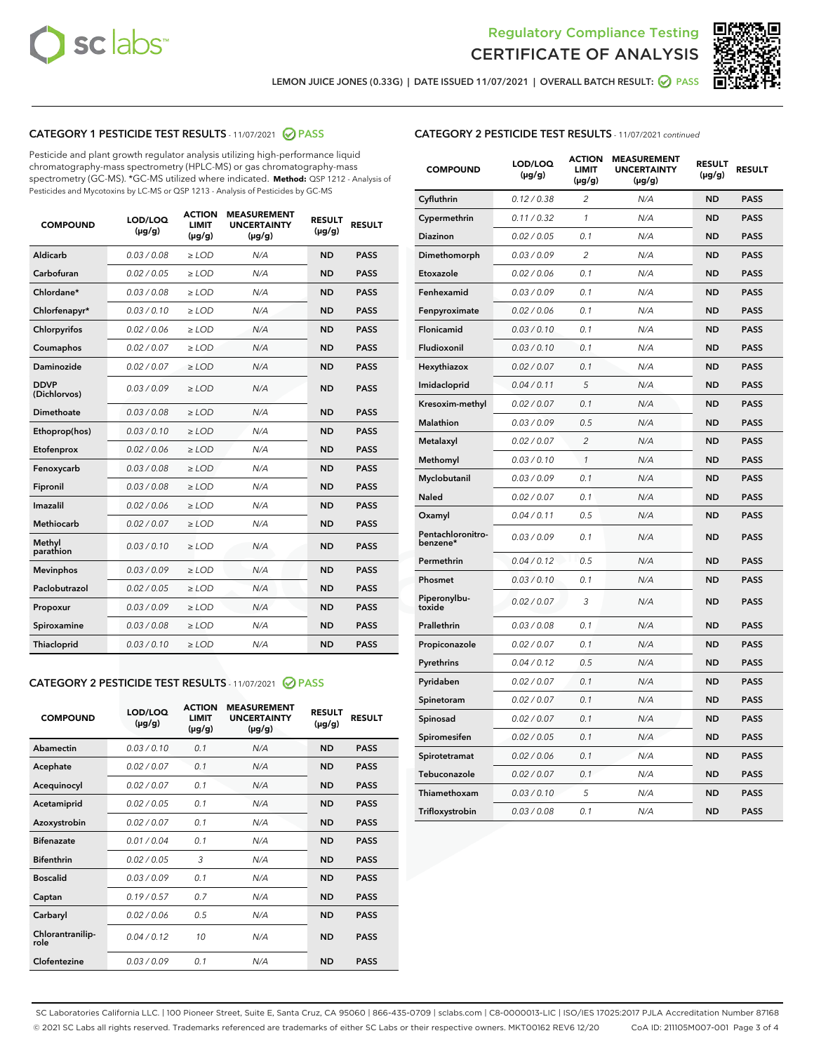Regulatory Compliance Testing

CERTIFICATE OF ANALYSIS

LEMON JUICE JONES (0.33G) | DATE ISSUED 11/07/2021 | OVERALL BATCH RESULT: PASS

## CATEGORY 1 PESTICIDE TEST RESULTS - 11/07/2021 PASS

Pesticide and plant growth regulator analysis utilizing high-performance liquid chromatography-mass spectrometry (HPLC-MS) or gas chromatography-mass spectrometry (GC-MS). *GC-MS utilized where indicated. **Method:** QSP 1212 - Analysis of Pesticides and Mycotoxins by LC-MS or QSP 1213 - Analysis of Pesticides by GC-MS

| COMPOUND | LOD/LOQ (µg/g) | ACTION LIMIT (µg/g) | MEASUREMENT UNCERTAINTY (µg/g) | RESULT (µg/g) | RESULT |
|---|---|---|---|---|---|
| Aldicarb | 0.03 / 0.08 | ≥ LOD | N/A | ND | PASS |
| Carbofuran | 0.02 / 0.05 | ≥ LOD | N/A | ND | PASS |
| Chlordane* | 0.03 / 0.08 | ≥ LOD | N/A | ND | PASS |
| Chlorfenapyr* | 0.03 / 0.10 | ≥ LOD | N/A | ND | PASS |
| Chlorpyrifos | 0.02 / 0.06 | ≥ LOD | N/A | ND | PASS |
| Coumaphos | 0.02 / 0.07 | ≥ LOD | N/A | ND | PASS |
| Daminozide | 0.02 / 0.07 | ≥ LOD | N/A | ND | PASS |
| DDVP (Dichlorvos) | 0.03 / 0.09 | ≥ LOD | N/A | ND | PASS |
| Dimethoate | 0.03 / 0.08 | ≥ LOD | N/A | ND | PASS |
| Ethoprop(hos) | 0.03 / 0.10 | ≥ LOD | N/A | ND | PASS |
| Etofenprox | 0.02 / 0.06 | ≥ LOD | N/A | ND | PASS |
| Fenoxycarb | 0.03 / 0.08 | ≥ LOD | N/A | ND | PASS |
| Fipronil | 0.03 / 0.08 | ≥ LOD | N/A | ND | PASS |
| Imazalil | 0.02 / 0.06 | ≥ LOD | N/A | ND | PASS |
| Methiocarb | 0.02 / 0.07 | ≥ LOD | N/A | ND | PASS |
| Methyl parathion | 0.03 / 0.10 | ≥ LOD | N/A | ND | PASS |
| Mevinphos | 0.03 / 0.09 | ≥ LOD | N/A | ND | PASS |
| Paclobutrazol | 0.02 / 0.05 | ≥ LOD | N/A | ND | PASS |
| Propoxur | 0.03 / 0.09 | ≥ LOD | N/A | ND | PASS |
| Spiroxamine | 0.03 / 0.08 | ≥ LOD | N/A | ND | PASS |
| Thiacloprid | 0.03 / 0.10 | ≥ LOD | N/A | ND | PASS |

## CATEGORY 2 PESTICIDE TEST RESULTS - 11/07/2021 PASS

| COMPOUND | LOD/LOQ (µg/g) | ACTION LIMIT (µg/g) | MEASUREMENT UNCERTAINTY (µg/g) | RESULT (µg/g) | RESULT |
|---|---|---|---|---|---|
| Abamectin | 0.03 / 0.10 | 0.1 | N/A | ND | PASS |
| Acephate | 0.02 / 0.07 | 0.1 | N/A | ND | PASS |
| Acequinocyl | 0.02 / 0.07 | 0.1 | N/A | ND | PASS |
| Acetamiprid | 0.02 / 0.05 | 0.1 | N/A | ND | PASS |
| Azoxystrobin | 0.02 / 0.07 | 0.1 | N/A | ND | PASS |
| Bifenazate | 0.01 / 0.04 | 0.1 | N/A | ND | PASS |
| Bifenthrin | 0.02 / 0.05 | 3 | N/A | ND | PASS |
| Boscalid | 0.03 / 0.09 | 0.1 | N/A | ND | PASS |
| Captan | 0.19 / 0.57 | 0.7 | N/A | ND | PASS |
| Carbaryl | 0.02 / 0.06 | 0.5 | N/A | ND | PASS |
| Chlorantraniliprole | 0.04 / 0.12 | 10 | N/A | ND | PASS |
| Clofentezine | 0.03 / 0.09 | 0.1 | N/A | ND | PASS |
| Cyfluthrin | 0.12 / 0.38 | 2 | N/A | ND | PASS |
| Cypermethrin | 0.11 / 0.32 | 1 | N/A | ND | PASS |
| Diazinon | 0.02 / 0.05 | 0.1 | N/A | ND | PASS |
| Dimethomorph | 0.03 / 0.09 | 2 | N/A | ND | PASS |
| Etoxazole | 0.02 / 0.06 | 0.1 | N/A | ND | PASS |
| Fenhexamid | 0.03 / 0.09 | 0.1 | N/A | ND | PASS |
| Fenpyroximate | 0.02 / 0.06 | 0.1 | N/A | ND | PASS |
| Flonicamid | 0.03 / 0.10 | 0.1 | N/A | ND | PASS |
| Fludioxonil | 0.03 / 0.10 | 0.1 | N/A | ND | PASS |
| Hexythiazox | 0.02 / 0.07 | 0.1 | N/A | ND | PASS |
| Imidacloprid | 0.04 / 0.11 | 5 | N/A | ND | PASS |
| Kresoxim-methyl | 0.02 / 0.07 | 0.1 | N/A | ND | PASS |
| Malathion | 0.03 / 0.09 | 0.5 | N/A | ND | PASS |
| Metalaxyl | 0.02 / 0.07 | 2 | N/A | ND | PASS |
| Methomyl | 0.03 / 0.10 | 1 | N/A | ND | PASS |
| Myclobutanil | 0.03 / 0.09 | 0.1 | N/A | ND | PASS |
| Naled | 0.02 / 0.07 | 0.1 | N/A | ND | PASS |
| Oxamyl | 0.04 / 0.11 | 0.5 | N/A | ND | PASS |
| Pentachloronitrobenzene* | 0.03 / 0.09 | 0.1 | N/A | ND | PASS |
| Permethrin | 0.04 / 0.12 | 0.5 | N/A | ND | PASS |
| Phosmet | 0.03 / 0.10 | 0.1 | N/A | ND | PASS |
| Piperonylbutoxide | 0.02 / 0.07 | 3 | N/A | ND | PASS |
| Prallethrin | 0.03 / 0.08 | 0.1 | N/A | ND | PASS |
| Propiconazole | 0.02 / 0.07 | 0.1 | N/A | ND | PASS |
| Pyrethrins | 0.04 / 0.12 | 0.5 | N/A | ND | PASS |
| Pyridaben | 0.02 / 0.07 | 0.1 | N/A | ND | PASS |
| Spinetoram | 0.02 / 0.07 | 0.1 | N/A | ND | PASS |
| Spinosad | 0.02 / 0.07 | 0.1 | N/A | ND | PASS |
| Spiromesifen | 0.02 / 0.05 | 0.1 | N/A | ND | PASS |
| Spirotetramat | 0.02 / 0.06 | 0.1 | N/A | ND | PASS |
| Tebuconazole | 0.02 / 0.07 | 0.1 | N/A | ND | PASS |
| Thiamethoxam | 0.03 / 0.10 | 5 | N/A | ND | PASS |
| Trifloxystrobin | 0.03 / 0.08 | 0.1 | N/A | ND | PASS |

SC Laboratories California LLC. | 100 Pioneer Street, Suite E, Santa Cruz, CA 95060 | 866-435-0709 | sclabs.com | C8-0000013-LIC | ISO/IES 17025:2017 PJLA Accreditation Number 87168
© 2021 SC Labs all rights reserved. Trademarks referenced are trademarks of either SC Labs or their respective owners. MKT00162 REV6 12/20 CoA ID: 211105M007-001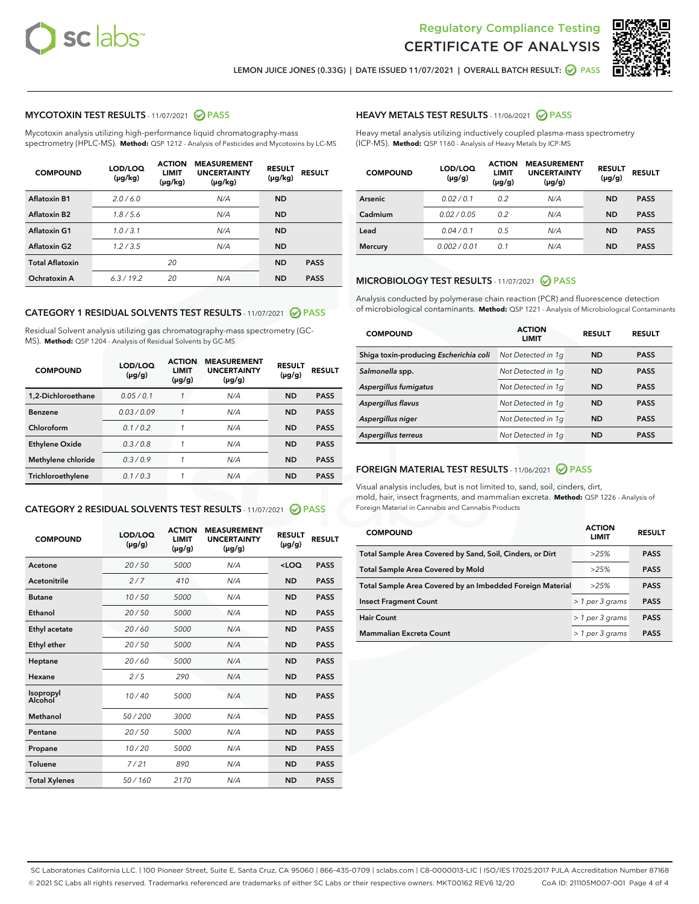Regulatory Compliance Testing

# CERTIFICATE OF ANALYSIS

LEMON JUICE JONES (0.33G) | DATE ISSUED 11/07/2021 | OVERALL BATCH RESULT: PASS

## MYCOTOXIN TEST RESULTS - 11/07/2021 PASS

Mycotoxin analysis utilizing high-performance liquid chromatography-mass spectrometry (HPLC-MS). **Method:** QSP 1212 - Analysis of Pesticides and Mycotoxins by LC-MS

| COMPOUND | LOD/LOQ (µg/kg) | ACTION LIMIT (µg/kg) | MEASUREMENT UNCERTAINTY (µg/kg) | RESULT (µg/kg) | RESULT |
|---|---|---|---|---|---|
| Aflatoxin B1 | 2.0 / 6.0 | | N/A | ND | |
| Aflatoxin B2 | 1.8 / 5.6 | | N/A | ND | |
| Aflatoxin G1 | 1.0 / 3.1 | | N/A | ND | |
| Aflatoxin G2 | 1.2 / 3.5 | | N/A | ND | |
| Total Aflatoxin | | 20 | | ND | PASS |
| Ochratoxin A | 6.3 / 19.2 | 20 | N/A | ND | PASS |

## CATEGORY 1 RESIDUAL SOLVENTS TEST RESULTS - 11/07/2021 PASS

Residual Solvent analysis utilizing gas chromatography-mass spectrometry (GC-MS). **Method:** QSP 1204 - Analysis of Residual Solvents by GC-MS

| COMPOUND | LOD/LOQ (µg/g) | ACTION LIMIT (µg/g) | MEASUREMENT UNCERTAINTY (µg/g) | RESULT (µg/g) | RESULT |
|---|---|---|---|---|---|
| 1,2-Dichloroethane | 0.05 / 0.1 | 1 | N/A | ND | PASS |
| Benzene | 0.03 / 0.09 | 1 | N/A | ND | PASS |
| Chloroform | 0.1 / 0.2 | 1 | N/A | ND | PASS |
| Ethylene Oxide | 0.3 / 0.8 | 1 | N/A | ND | PASS |
| Methylene chloride | 0.3 / 0.9 | 1 | N/A | ND | PASS |
| Trichloroethylene | 0.1 / 0.3 | 1 | N/A | ND | PASS |

## CATEGORY 2 RESIDUAL SOLVENTS TEST RESULTS - 11/07/2021 PASS

| COMPOUND | LOD/LOQ (µg/g) | ACTION LIMIT (µg/g) | MEASUREMENT UNCERTAINTY (µg/g) | RESULT (µg/g) | RESULT |
|---|---|---|---|---|---|
| Acetone | 20 / 50 | 5000 | N/A | <LOQ | PASS |
| Acetonitrile | 2 / 7 | 410 | N/A | ND | PASS |
| Butane | 10 / 50 | 5000 | N/A | ND | PASS |
| Ethanol | 20 / 50 | 5000 | N/A | ND | PASS |
| Ethyl acetate | 20 / 60 | 5000 | N/A | ND | PASS |
| Ethyl ether | 20 / 50 | 5000 | N/A | ND | PASS |
| Heptane | 20 / 60 | 5000 | N/A | ND | PASS |
| Hexane | 2 / 5 | 290 | N/A | ND | PASS |
| Isopropyl Alcohol | 10 / 40 | 5000 | N/A | ND | PASS |
| Methanol | 50 / 200 | 3000 | N/A | ND | PASS |
| Pentane | 20 / 50 | 5000 | N/A | ND | PASS |
| Propane | 10 / 20 | 5000 | N/A | ND | PASS |
| Toluene | 7 / 21 | 890 | N/A | ND | PASS |
| Total Xylenes | 50 / 160 | 2170 | N/A | ND | PASS |

## HEAVY METALS TEST RESULTS - 11/06/2021 PASS

Heavy metal analysis utilizing inductively coupled plasma-mass spectrometry (ICP-MS). **Method:** QSP 1160 - Analysis of Heavy Metals by ICP-MS

| COMPOUND | LOD/LOQ (µg/g) | ACTION LIMIT (µg/g) | MEASUREMENT UNCERTAINTY (µg/g) | RESULT (µg/g) | RESULT |
|---|---|---|---|---|---|
| Arsenic | 0.02 / 0.1 | 0.2 | N/A | ND | PASS |
| Cadmium | 0.02 / 0.05 | 0.2 | N/A | ND | PASS |
| Lead | 0.04 / 0.1 | 0.5 | N/A | ND | PASS |
| Mercury | 0.002 / 0.01 | 0.1 | N/A | ND | PASS |

## MICROBIOLOGY TEST RESULTS - 11/07/2021 PASS

Analysis conducted by polymerase chain reaction (PCR) and fluorescence detection of microbiological contaminants. **Method:** QSP 1221 - Analysis of Microbiological Contaminants

| COMPOUND | ACTION LIMIT | RESULT | RESULT |
|---|---|---|---|
| Shiga toxin-producing *Escherichia coli* | Not Detected in 1g | ND | PASS |
| *Salmonella* spp. | Not Detected in 1g | ND | PASS |
| *Aspergillus fumigatus* | Not Detected in 1g | ND | PASS |
| *Aspergillus flavus* | Not Detected in 1g | ND | PASS |
| *Aspergillus niger* | Not Detected in 1g | ND | PASS |
| *Aspergillus terreus* | Not Detected in 1g | ND | PASS |

## FOREIGN MATERIAL TEST RESULTS - 11/06/2021 PASS

Visual analysis includes, but is not limited to, sand, soil, cinders, dirt, mold, hair, insect fragments, and mammalian excreta. **Method:** QSP 1226 - Analysis of Foreign Material in Cannabis and Cannabis Products

| COMPOUND | ACTION LIMIT | RESULT |
|---|---|---|
| Total Sample Area Covered by Sand, Soil, Cinders, or Dirt | >25% | PASS |
| Total Sample Area Covered by Mold | >25% | PASS |
| Total Sample Area Covered by an Imbedded Foreign Material | >25% | PASS |
| Insect Fragment Count | > 1 per 3 grams | PASS |
| Hair Count | > 1 per 3 grams | PASS |
| Mammalian Excreta Count | > 1 per 3 grams | PASS |

SC Laboratories California LLC. | 100 Pioneer Street, Suite E, Santa Cruz, CA 95060 | 866-435-0709 | sclabs.com | C8-0000013-LIC | ISO/IES 17025:2017 PJLA Accreditation Number 87168
© 2021 SC Labs all rights reserved. Trademarks referenced are trademarks of either SC Labs or their respective owners. MKT00162 REV6 12/20 CoA ID: 211105M007-001